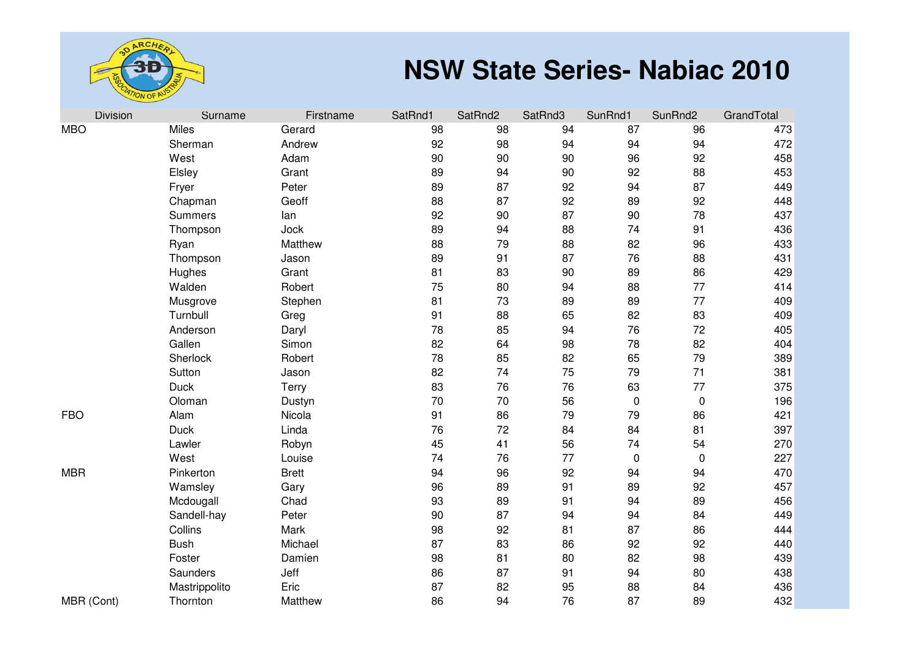# NSW State Series- Nabiac 2010

| Division | Surname | Firstname | SatRnd1 | SatRnd2 | SatRnd3 | SunRnd1 | SunRnd2 | GrandTotal |
|---|---|---|---|---|---|---|---|---|
| MBO | Miles | Gerard | 98 | 98 | 94 | 87 | 96 | 473 |
| | Sherman | Andrew | 92 | 98 | 94 | 94 | 94 | 472 |
| | West | Adam | 90 | 90 | 90 | 96 | 92 | 458 |
| | Elsley | Grant | 89 | 94 | 90 | 92 | 88 | 453 |
| | Fryer | Peter | 89 | 87 | 92 | 94 | 87 | 449 |
| | Chapman | Geoff | 88 | 87 | 92 | 89 | 92 | 448 |
| | Summers | Ian | 92 | 90 | 87 | 90 | 78 | 437 |
| | Thompson | Jock | 89 | 94 | 88 | 74 | 91 | 436 |
| | Ryan | Matthew | 88 | 79 | 88 | 82 | 96 | 433 |
| | Thompson | Jason | 89 | 91 | 87 | 76 | 88 | 431 |
| | Hughes | Grant | 81 | 83 | 90 | 89 | 86 | 429 |
| | Walden | Robert | 75 | 80 | 94 | 88 | 77 | 414 |
| | Musgrove | Stephen | 81 | 73 | 89 | 89 | 77 | 409 |
| | Turnbull | Greg | 91 | 88 | 65 | 82 | 83 | 409 |
| | Anderson | Daryl | 78 | 85 | 94 | 76 | 72 | 405 |
| | Gallen | Simon | 82 | 64 | 98 | 78 | 82 | 404 |
| | Sherlock | Robert | 78 | 85 | 82 | 65 | 79 | 389 |
| | Sutton | Jason | 82 | 74 | 75 | 79 | 71 | 381 |
| | Duck | Terry | 83 | 76 | 76 | 63 | 77 | 375 |
| | Oloman | Dustyn | 70 | 70 | 56 | 0 | 0 | 196 |
| FBO | Alam | Nicola | 91 | 86 | 79 | 79 | 86 | 421 |
| | Duck | Linda | 76 | 72 | 84 | 84 | 81 | 397 |
| | Lawler | Robyn | 45 | 41 | 56 | 74 | 54 | 270 |
| | West | Louise | 74 | 76 | 77 | 0 | 0 | 227 |
| MBR | Pinkerton | Brett | 94 | 96 | 92 | 94 | 94 | 470 |
| | Wamsley | Gary | 96 | 89 | 91 | 89 | 92 | 457 |
| | Mcdougall | Chad | 93 | 89 | 91 | 94 | 89 | 456 |
| | Sandell-hay | Peter | 90 | 87 | 94 | 94 | 84 | 449 |
| | Collins | Mark | 98 | 92 | 81 | 87 | 86 | 444 |
| | Bush | Michael | 87 | 83 | 86 | 92 | 92 | 440 |
| | Foster | Damien | 98 | 81 | 80 | 82 | 98 | 439 |
| | Saunders | Jeff | 86 | 87 | 91 | 94 | 80 | 438 |
| | Mastrippolito | Eric | 87 | 82 | 95 | 88 | 84 | 436 |
| MBR (Cont) | Thornton | Matthew | 86 | 94 | 76 | 87 | 89 | 432 |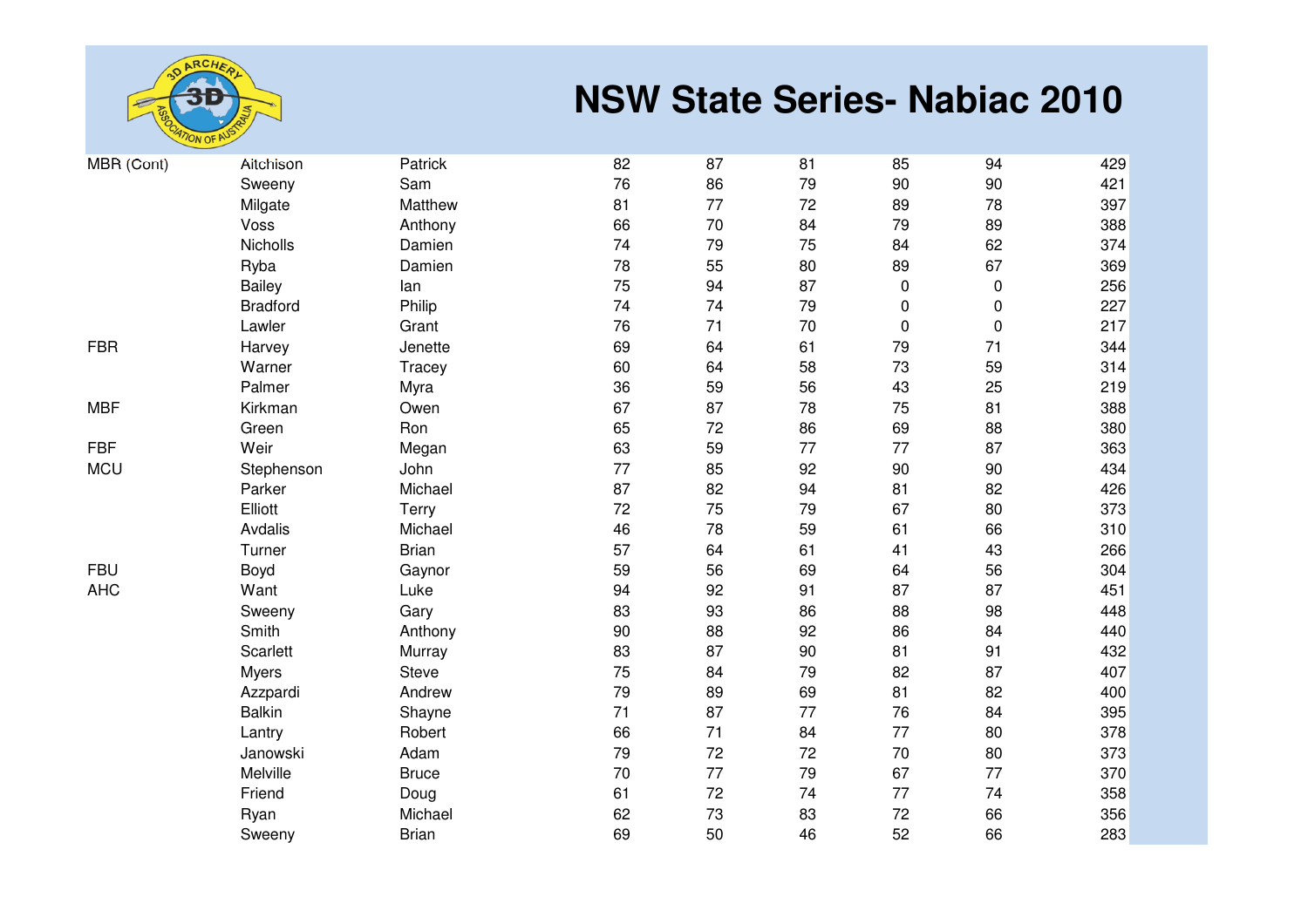# NSW State Series- Nabiac 2010

| | | | | | | | | |
|---|---|---|---|---|---|---|---|---|
| MBR (Cont) | Aitchison | Patrick | 82 | 87 | 81 | 85 | 94 | 429 |
| | Sweeny | Sam | 76 | 86 | 79 | 90 | 90 | 421 |
| | Milgate | Matthew | 81 | 77 | 72 | 89 | 78 | 397 |
| | Voss | Anthony | 66 | 70 | 84 | 79 | 89 | 388 |
| | Nicholls | Damien | 74 | 79 | 75 | 84 | 62 | 374 |
| | Ryba | Damien | 78 | 55 | 80 | 89 | 67 | 369 |
| | Bailey | Ian | 75 | 94 | 87 | 0 | 0 | 256 |
| | Bradford | Philip | 74 | 74 | 79 | 0 | 0 | 227 |
| | Lawler | Grant | 76 | 71 | 70 | 0 | 0 | 217 |
| FBR | Harvey | Jenette | 69 | 64 | 61 | 79 | 71 | 344 |
| | Warner | Tracey | 60 | 64 | 58 | 73 | 59 | 314 |
| | Palmer | Myra | 36 | 59 | 56 | 43 | 25 | 219 |
| MBF | Kirkman | Owen | 67 | 87 | 78 | 75 | 81 | 388 |
| | Green | Ron | 65 | 72 | 86 | 69 | 88 | 380 |
| FBF | Weir | Megan | 63 | 59 | 77 | 77 | 87 | 363 |
| MCU | Stephenson | John | 77 | 85 | 92 | 90 | 90 | 434 |
| | Parker | Michael | 87 | 82 | 94 | 81 | 82 | 426 |
| | Elliott | Terry | 72 | 75 | 79 | 67 | 80 | 373 |
| | Avdalis | Michael | 46 | 78 | 59 | 61 | 66 | 310 |
| | Turner | Brian | 57 | 64 | 61 | 41 | 43 | 266 |
| FBU | Boyd | Gaynor | 59 | 56 | 69 | 64 | 56 | 304 |
| AHC | Want | Luke | 94 | 92 | 91 | 87 | 87 | 451 |
| | Sweeny | Gary | 83 | 93 | 86 | 88 | 98 | 448 |
| | Smith | Anthony | 90 | 88 | 92 | 86 | 84 | 440 |
| | Scarlett | Murray | 83 | 87 | 90 | 81 | 91 | 432 |
| | Myers | Steve | 75 | 84 | 79 | 82 | 87 | 407 |
| | Azzpardi | Andrew | 79 | 89 | 69 | 81 | 82 | 400 |
| | Balkin | Shayne | 71 | 87 | 77 | 76 | 84 | 395 |
| | Lantry | Robert | 66 | 71 | 84 | 77 | 80 | 378 |
| | Janowski | Adam | 79 | 72 | 72 | 70 | 80 | 373 |
| | Melville | Bruce | 70 | 77 | 79 | 67 | 77 | 370 |
| | Friend | Doug | 61 | 72 | 74 | 77 | 74 | 358 |
| | Ryan | Michael | 62 | 73 | 83 | 72 | 66 | 356 |
| | Sweeny | Brian | 69 | 50 | 46 | 52 | 66 | 283 |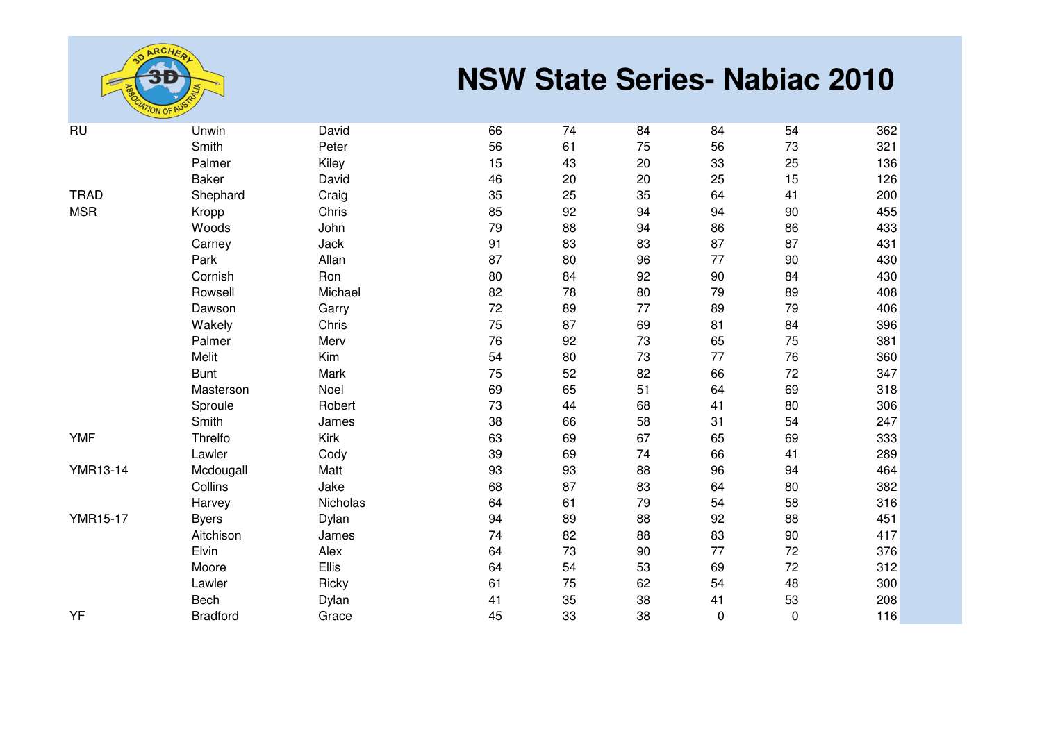# NSW State Series- Nabiac 2010

| | | | | | | | | |
|---|---|---|---|---|---|---|---|---|
| RU | Unwin | David | 66 | 74 | 84 | 84 | 54 | 362 |
| | Smith | Peter | 56 | 61 | 75 | 56 | 73 | 321 |
| | Palmer | Kiley | 15 | 43 | 20 | 33 | 25 | 136 |
| | Baker | David | 46 | 20 | 20 | 25 | 15 | 126 |
| TRAD | Shephard | Craig | 35 | 25 | 35 | 64 | 41 | 200 |
| MSR | Kropp | Chris | 85 | 92 | 94 | 94 | 90 | 455 |
| | Woods | John | 79 | 88 | 94 | 86 | 86 | 433 |
| | Carney | Jack | 91 | 83 | 83 | 87 | 87 | 431 |
| | Park | Allan | 87 | 80 | 96 | 77 | 90 | 430 |
| | Cornish | Ron | 80 | 84 | 92 | 90 | 84 | 430 |
| | Rowsell | Michael | 82 | 78 | 80 | 79 | 89 | 408 |
| | Dawson | Garry | 72 | 89 | 77 | 89 | 79 | 406 |
| | Wakely | Chris | 75 | 87 | 69 | 81 | 84 | 396 |
| | Palmer | Merv | 76 | 92 | 73 | 65 | 75 | 381 |
| | Melit | Kim | 54 | 80 | 73 | 77 | 76 | 360 |
| | Bunt | Mark | 75 | 52 | 82 | 66 | 72 | 347 |
| | Masterson | Noel | 69 | 65 | 51 | 64 | 69 | 318 |
| | Sproule | Robert | 73 | 44 | 68 | 41 | 80 | 306 |
| | Smith | James | 38 | 66 | 58 | 31 | 54 | 247 |
| YMF | Threlfo | Kirk | 63 | 69 | 67 | 65 | 69 | 333 |
| | Lawler | Cody | 39 | 69 | 74 | 66 | 41 | 289 |
| YMR13-14 | Mcdougall | Matt | 93 | 93 | 88 | 96 | 94 | 464 |
| | Collins | Jake | 68 | 87 | 83 | 64 | 80 | 382 |
| | Harvey | Nicholas | 64 | 61 | 79 | 54 | 58 | 316 |
| YMR15-17 | Byers | Dylan | 94 | 89 | 88 | 92 | 88 | 451 |
| | Aitchison | James | 74 | 82 | 88 | 83 | 90 | 417 |
| | Elvin | Alex | 64 | 73 | 90 | 77 | 72 | 376 |
| | Moore | Ellis | 64 | 54 | 53 | 69 | 72 | 312 |
| | Lawler | Ricky | 61 | 75 | 62 | 54 | 48 | 300 |
| | Bech | Dylan | 41 | 35 | 38 | 41 | 53 | 208 |
| YF | Bradford | Grace | 45 | 33 | 38 | 0 | 0 | 116 |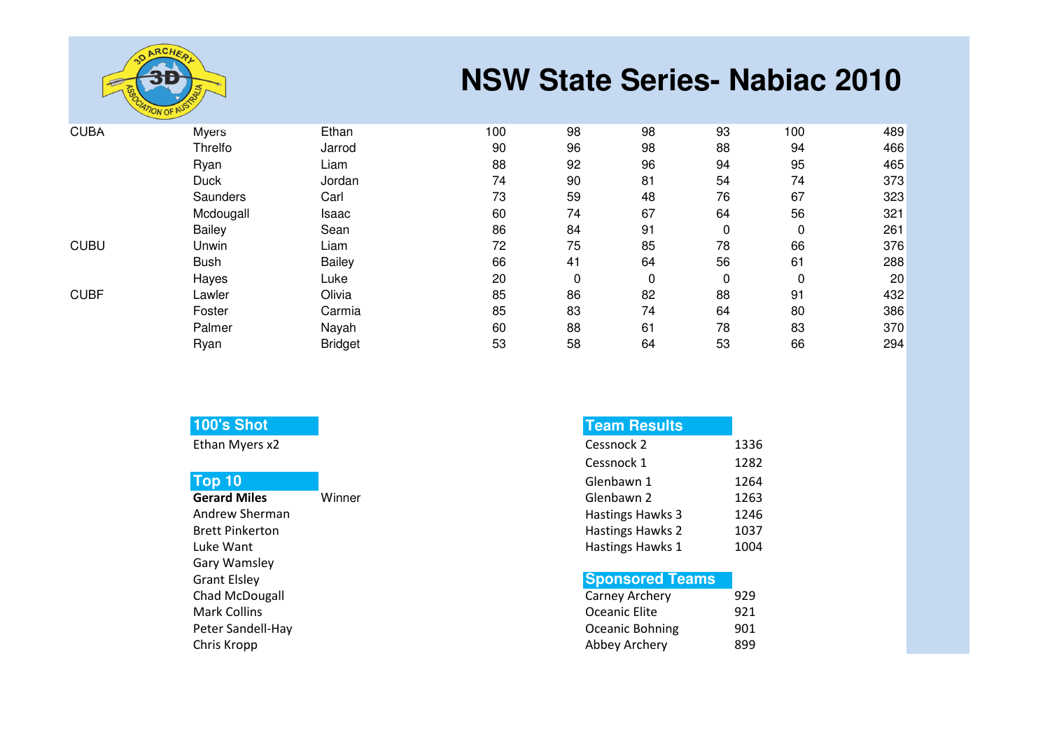# NSW State Series- Nabiac 2010

| | | | | | | | | |
|---|---|---|---|---|---|---|---|---|
| CUBA | Myers | Ethan | 100 | 98 | 98 | 93 | 100 | 489 |
| | Threlfo | Jarrod | 90 | 96 | 98 | 88 | 94 | 466 |
| | Ryan | Liam | 88 | 92 | 96 | 94 | 95 | 465 |
| | Duck | Jordan | 74 | 90 | 81 | 54 | 74 | 373 |
| | Saunders | Carl | 73 | 59 | 48 | 76 | 67 | 323 |
| | Mcdougall | Isaac | 60 | 74 | 67 | 64 | 56 | 321 |
| | Bailey | Sean | 86 | 84 | 91 | 0 | 0 | 261 |
| CUBU | Unwin | Liam | 72 | 75 | 85 | 78 | 66 | 376 |
| | Bush | Bailey | 66 | 41 | 64 | 56 | 61 | 288 |
| | Hayes | Luke | 20 | 0 | 0 | 0 | 0 | 20 |
| CUBF | Lawler | Olivia | 85 | 86 | 82 | 88 | 91 | 432 |
| | Foster | Carmia | 85 | 83 | 74 | 64 | 80 | 386 |
| | Palmer | Nayah | 60 | 88 | 61 | 78 | 83 | 370 |
| | Ryan | Bridget | 53 | 58 | 64 | 53 | 66 | 294 |

## 100's Shot

Ethan Myers x2

## Top 10

| | |
|---|---|
| **Gerard Miles** | Winner |
| Andrew Sherman | |
| Brett Pinkerton | |
| Luke Want | |
| Gary Wamsley | |
| Grant Elsley | |
| Chad McDougall | |
| Mark Collins | |
| Peter Sandell-Hay | |
| Chris Kropp | |

## Team Results

| | |
|---|---|
| Cessnock 2 | 1336 |
| Cessnock 1 | 1282 |
| Glenbawn 1 | 1264 |
| Glenbawn 2 | 1263 |
| Hastings Hawks 3 | 1246 |
| Hastings Hawks 2 | 1037 |
| Hastings Hawks 1 | 1004 |

## Sponsored Teams

| | |
|---|---|
| Carney Archery | 929 |
| Oceanic Elite | 921 |
| Oceanic Bohning | 901 |
| Abbey Archery | 899 |